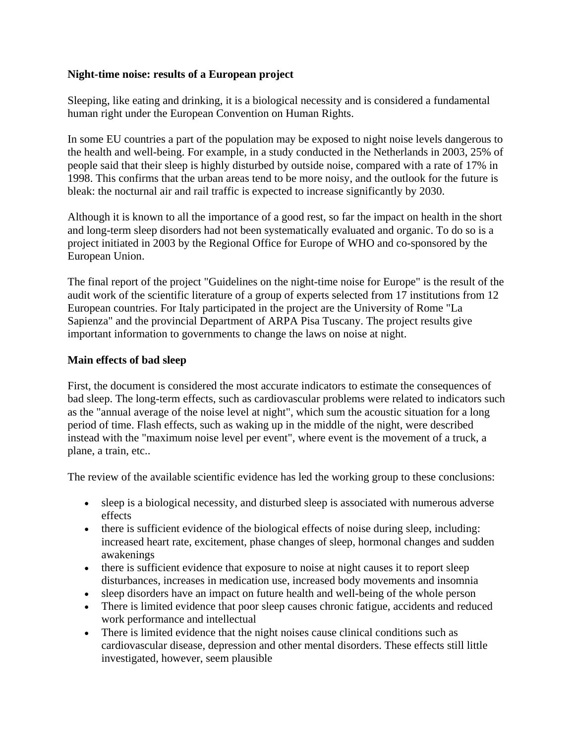**Night-time noise: results of a European project**

Sleeping, like eating and drinking, it is a biological necessity and is considered a fundamental human right under the European Convention on Human Rights.

In some EU countries a part of the population may be exposed to night noise levels dangerous to the health and well-being. For example, in a study conducted in the Netherlands in 2003, 25% of people said that their sleep is highly disturbed by outside noise, compared with a rate of 17% in 1998. This confirms that the urban areas tend to be more noisy, and the outlook for the future is bleak: the nocturnal air and rail traffic is expected to increase significantly by 2030.

Although it is known to all the importance of a good rest, so far the impact on health in the short and long-term sleep disorders had not been systematically evaluated and organic. To do so is a project initiated in 2003 by the Regional Office for Europe of WHO and co-sponsored by the European Union.

The final report of the project "Guidelines on the night-time noise for Europe" is the result of the audit work of the scientific literature of a group of experts selected from 17 institutions from 12 European countries. For Italy participated in the project are the University of Rome "La Sapienza" and the provincial Department of ARPA Pisa Tuscany. The project results give important information to governments to change the laws on noise at night.

**Main effects of bad sleep**

First, the document is considered the most accurate indicators to estimate the consequences of bad sleep. The long-term effects, such as cardiovascular problems were related to indicators such as the "annual average of the noise level at night", which sum the acoustic situation for a long period of time. Flash effects, such as waking up in the middle of the night, were described instead with the "maximum noise level per event", where event is the movement of a truck, a plane, a train, etc..

The review of the available scientific evidence has led the working group to these conclusions:

- sleep is a biological necessity, and disturbed sleep is associated with numerous adverse effects
- there is sufficient evidence of the biological effects of noise during sleep, including: increased heart rate, excitement, phase changes of sleep, hormonal changes and sudden awakenings
- there is sufficient evidence that exposure to noise at night causes it to report sleep disturbances, increases in medication use, increased body movements and insomnia
- sleep disorders have an impact on future health and well-being of the whole person
- There is limited evidence that poor sleep causes chronic fatigue, accidents and reduced work performance and intellectual
- There is limited evidence that the night noises cause clinical conditions such as cardiovascular disease, depression and other mental disorders. These effects still little investigated, however, seem plausible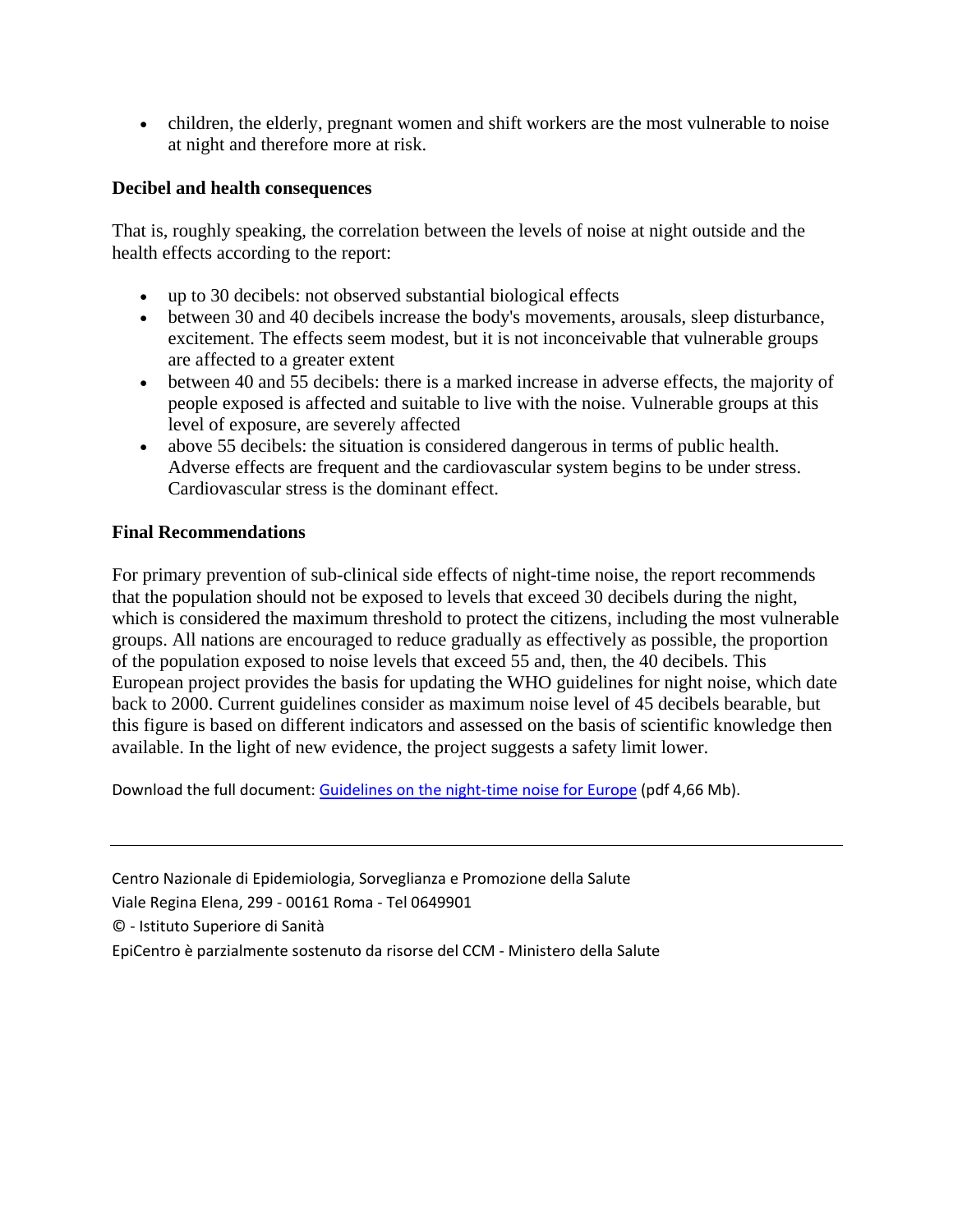- children, the elderly, pregnant women and shift workers are the most vulnerable to noise at night and therefore more at risk.

**Decibel and health consequences**

That is, roughly speaking, the correlation between the levels of noise at night outside and the health effects according to the report:

- up to 30 decibels: not observed substantial biological effects
- between 30 and 40 decibels increase the body's movements, arousals, sleep disturbance, excitement. The effects seem modest, but it is not inconceivable that vulnerable groups are affected to a greater extent
- between 40 and 55 decibels: there is a marked increase in adverse effects, the majority of people exposed is affected and suitable to live with the noise. Vulnerable groups at this level of exposure, are severely affected
- above 55 decibels: the situation is considered dangerous in terms of public health. Adverse effects are frequent and the cardiovascular system begins to be under stress. Cardiovascular stress is the dominant effect.

**Final Recommendations**

For primary prevention of sub-clinical side effects of night-time noise, the report recommends that the population should not be exposed to levels that exceed 30 decibels during the night, which is considered the maximum threshold to protect the citizens, including the most vulnerable groups. All nations are encouraged to reduce gradually as effectively as possible, the proportion of the population exposed to noise levels that exceed 55 and, then, the 40 decibels. This European project provides the basis for updating the WHO guidelines for night noise, which date back to 2000. Current guidelines consider as maximum noise level of 45 decibels bearable, but this figure is based on different indicators and assessed on the basis of scientific knowledge then available. In the light of new evidence, the project suggests a safety limit lower.

Download the full document: Guidelines on the night-time noise for Europe (pdf 4,66 Mb).

---

Centro Nazionale di Epidemiologia, Sorveglianza e Promozione della Salute

Viale Regina Elena, 299 - 00161 Roma - Tel 0649901

© - Istituto Superiore di Sanità

EpiCentro è parzialmente sostenuto da risorse del CCM - Ministero della Salute